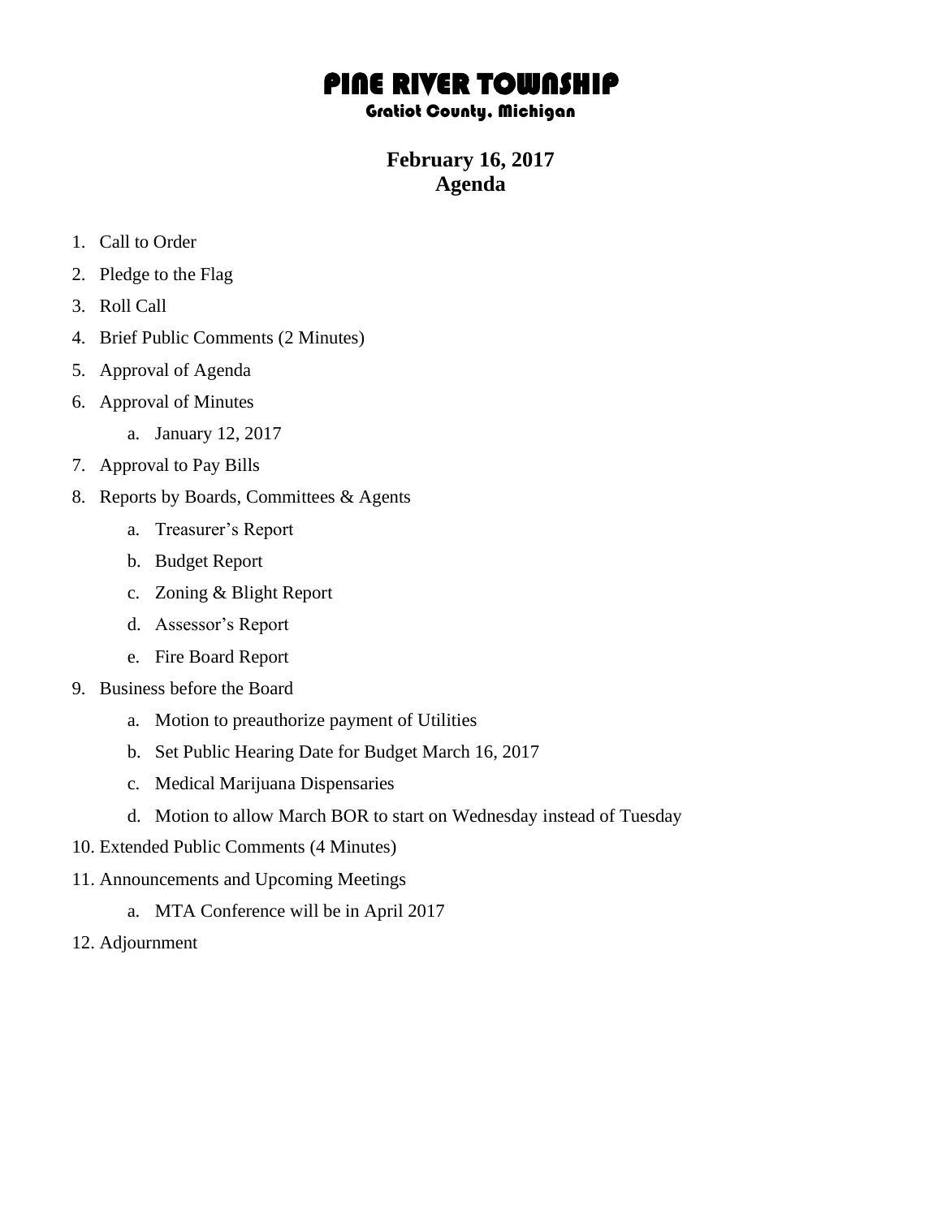# PINE RIVER TOWNSHIP

### Gratiot County, Michigan

## February 16, 2017
## Agenda

1. Call to Order
2. Pledge to the Flag
3. Roll Call
4. Brief Public Comments (2 Minutes)
5. Approval of Agenda
6. Approval of Minutes
    a. January 12, 2017
7. Approval to Pay Bills
8. Reports by Boards, Committees & Agents
    a. Treasurer's Report
    b. Budget Report
    c. Zoning & Blight Report
    d. Assessor's Report
    e. Fire Board Report
9. Business before the Board
    a. Motion to preauthorize payment of Utilities
    b. Set Public Hearing Date for Budget March 16, 2017
    c. Medical Marijuana Dispensaries
    d. Motion to allow March BOR to start on Wednesday instead of Tuesday
10. Extended Public Comments (4 Minutes)
11. Announcements and Upcoming Meetings
    a. MTA Conference will be in April 2017
12. Adjournment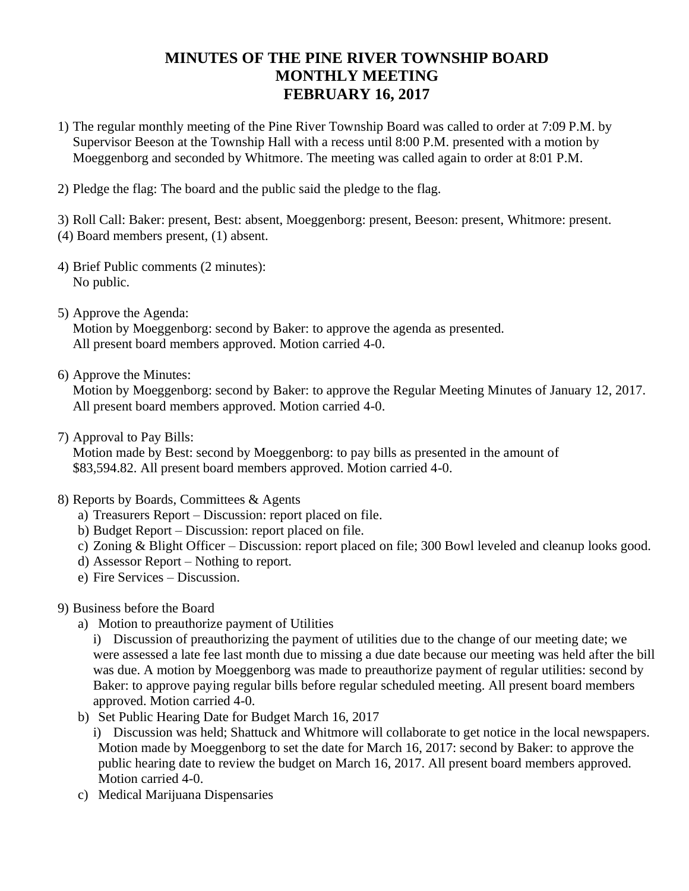# MINUTES OF THE PINE RIVER TOWNSHIP BOARD MONTHLY MEETING FEBRUARY 16, 2017

1) The regular monthly meeting of the Pine River Township Board was called to order at 7:09 P.M. by Supervisor Beeson at the Township Hall with a recess until 8:00 P.M. presented with a motion by Moeggenborg and seconded by Whitmore. The meeting was called again to order at 8:01 P.M.

2) Pledge the flag: The board and the public said the pledge to the flag.

3) Roll Call: Baker: present, Best: absent, Moeggenborg: present, Beeson: present, Whitmore: present.
(4) Board members present, (1) absent.

4) Brief Public comments (2 minutes):
   No public.

5) Approve the Agenda:
   Motion by Moeggenborg: second by Baker: to approve the agenda as presented.
   All present board members approved. Motion carried 4-0.

6) Approve the Minutes:
   Motion by Moeggenborg: second by Baker: to approve the Regular Meeting Minutes of January 12, 2017.
   All present board members approved. Motion carried 4-0.

7) Approval to Pay Bills:
   Motion made by Best: second by Moeggenborg: to pay bills as presented in the amount of $83,594.82. All present board members approved. Motion carried 4-0.

8) Reports by Boards, Committees & Agents
   a) Treasurers Report – Discussion: report placed on file.
   b) Budget Report – Discussion: report placed on file.
   c) Zoning & Blight Officer – Discussion: report placed on file; 300 Bowl leveled and cleanup looks good.
   d) Assessor Report – Nothing to report.
   e) Fire Services – Discussion.

9) Business before the Board
   a) Motion to preauthorize payment of Utilities
      i) Discussion of preauthorizing the payment of utilities due to the change of our meeting date; we were assessed a late fee last month due to missing a due date because our meeting was held after the bill was due. A motion by Moeggenborg was made to preauthorize payment of regular utilities: second by Baker: to approve paying regular bills before regular scheduled meeting. All present board members approved. Motion carried 4-0.
   b) Set Public Hearing Date for Budget March 16, 2017
      i) Discussion was held; Shattuck and Whitmore will collaborate to get notice in the local newspapers. Motion made by Moeggenborg to set the date for March 16, 2017: second by Baker: to approve the public hearing date to review the budget on March 16, 2017. All present board members approved. Motion carried 4-0.
   c) Medical Marijuana Dispensaries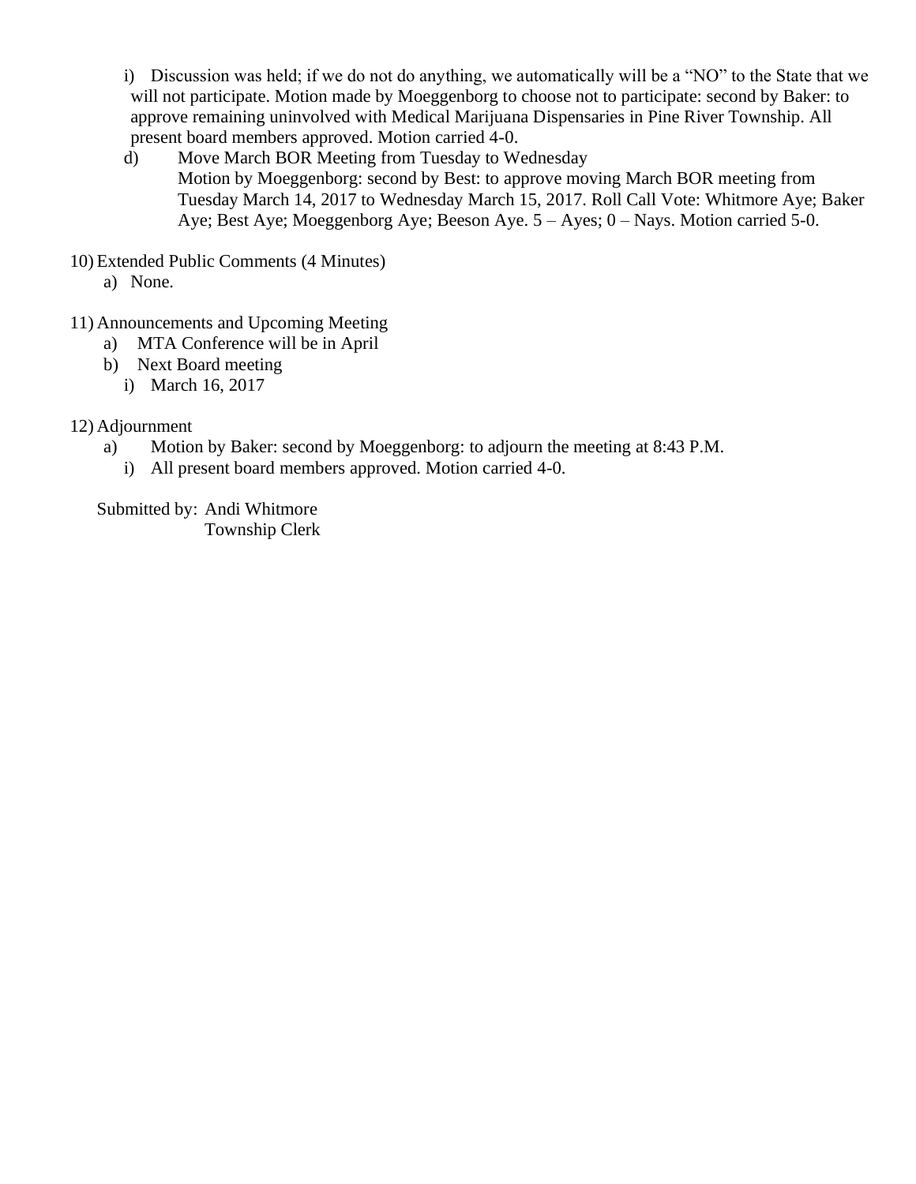i) Discussion was held; if we do not do anything, we automatically will be a "NO" to the State that we will not participate. Motion made by Moeggenborg to choose not to participate: second by Baker: to approve remaining uninvolved with Medical Marijuana Dispensaries in Pine River Township. All present board members approved. Motion carried 4-0.

d) Move March BOR Meeting from Tuesday to Wednesday
   Motion by Moeggenborg: second by Best: to approve moving March BOR meeting from Tuesday March 14, 2017 to Wednesday March 15, 2017. Roll Call Vote: Whitmore Aye; Baker Aye; Best Aye; Moeggenborg Aye; Beeson Aye. 5 – Ayes; 0 – Nays. Motion carried 5-0.

10) Extended Public Comments (4 Minutes)
   a) None.

11) Announcements and Upcoming Meeting
   a) MTA Conference will be in April
   b) Next Board meeting
      i) March 16, 2017

12) Adjournment
   a) Motion by Baker: second by Moeggenborg: to adjourn the meeting at 8:43 P.M.
      i) All present board members approved. Motion carried 4-0.

Submitted by: Andi Whitmore
Township Clerk